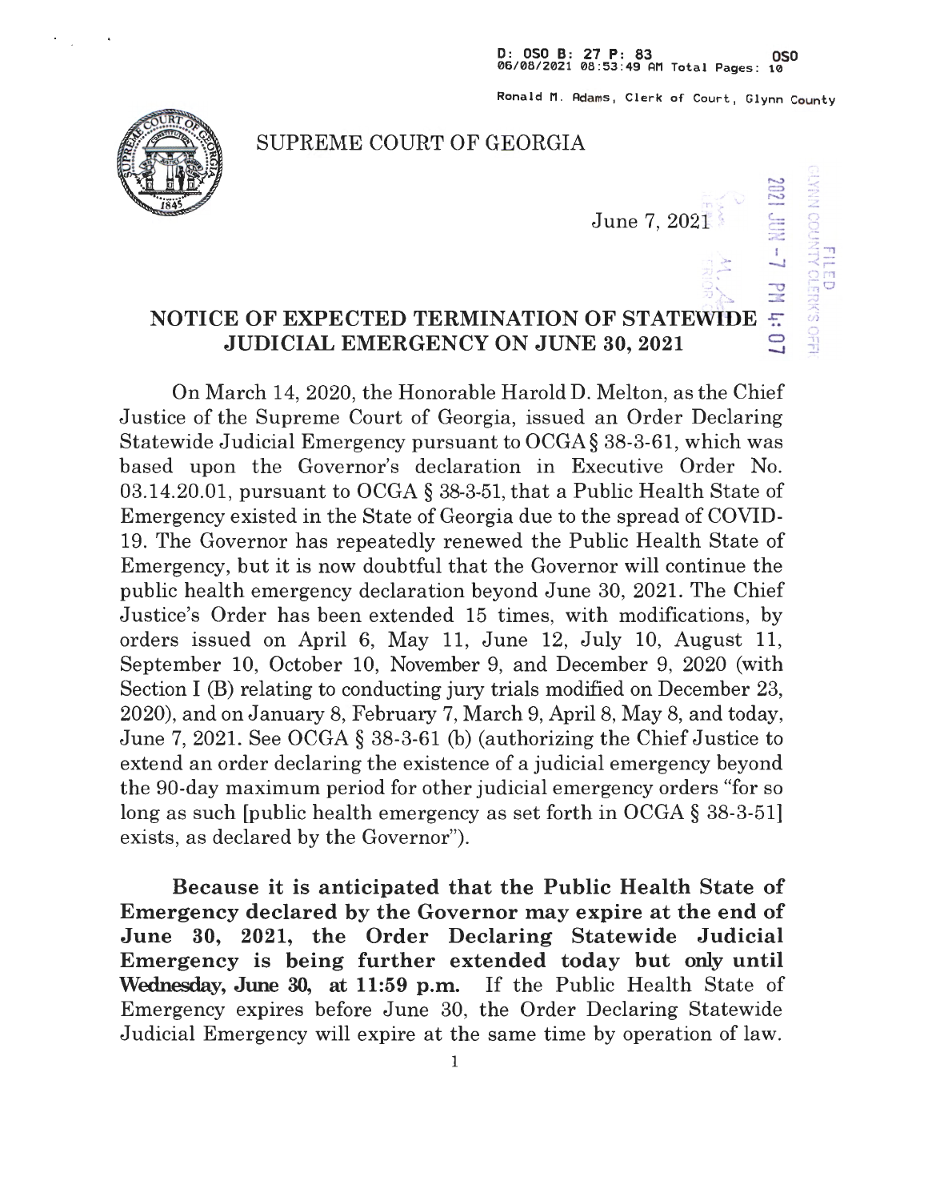D: 050 B: 27 P: 83 050
06/08/2021 08:53:49 AM Total Pages: 10

Ronald M. Adams, Clerk of Court, Glynn County

SUPREME COURT OF GEORGIA

FILED GLYNN COUNTY CLERK'S OFFICE 2021 JUN -7 PM 4:07

June 7, 2021

## NOTICE OF EXPECTED TERMINATION OF STATEWIDE JUDICIAL EMERGENCY ON JUNE 30, 2021

On March 14, 2020, the Honorable Harold D. Melton, as the Chief Justice of the Supreme Court of Georgia, issued an Order Declaring Statewide Judicial Emergency pursuant to OCGA § 38-3-61, which was based upon the Governor's declaration in Executive Order No. 03.14.20.01, pursuant to OCGA § 38-3-51, that a Public Health State of Emergency existed in the State of Georgia due to the spread of COVID-19. The Governor has repeatedly renewed the Public Health State of Emergency, but it is now doubtful that the Governor will continue the public health emergency declaration beyond June 30, 2021. The Chief Justice's Order has been extended 15 times, with modifications, by orders issued on April 6, May 11, June 12, July 10, August 11, September 10, October 10, November 9, and December 9, 2020 (with Section I (B) relating to conducting jury trials modified on December 23, 2020), and on January 8, February 7, March 9, April 8, May 8, and today, June 7, 2021. See OCGA § 38-3-61 (b) (authorizing the Chief Justice to extend an order declaring the existence of a judicial emergency beyond the 90-day maximum period for other judicial emergency orders "for so long as such [public health emergency as set forth in OCGA § 38-3-51] exists, as declared by the Governor").

**Because it is anticipated that the Public Health State of Emergency declared by the Governor may expire at the end of June 30, 2021, the Order Declaring Statewide Judicial Emergency is being further extended today but only until Wednesday, June 30, at 11:59 p.m.** If the Public Health State of Emergency expires before June 30, the Order Declaring Statewide Judicial Emergency will expire at the same time by operation of law.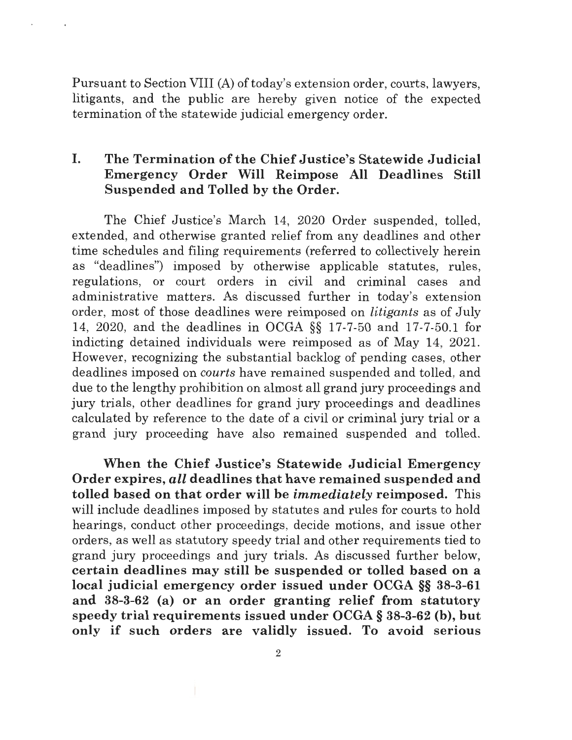Pursuant to Section VIII (A) of today's extension order, courts, lawyers, litigants, and the public are hereby given notice of the expected termination of the statewide judicial emergency order.

## I. The Termination of the Chief Justice's Statewide Judicial Emergency Order Will Reimpose All Deadlines Still Suspended and Tolled by the Order.

The Chief Justice's March 14, 2020 Order suspended, tolled, extended, and otherwise granted relief from any deadlines and other time schedules and filing requirements (referred to collectively herein as "deadlines") imposed by otherwise applicable statutes, rules, regulations, or court orders in civil and criminal cases and administrative matters. As discussed further in today's extension order, most of those deadlines were reimposed on *litigants* as of July 14, 2020, and the deadlines in OCGA §§ 17-7-50 and 17-7-50.1 for indicting detained individuals were reimposed as of May 14, 2021. However, recognizing the substantial backlog of pending cases, other deadlines imposed on *courts* have remained suspended and tolled, and due to the lengthy prohibition on almost all grand jury proceedings and jury trials, other deadlines for grand jury proceedings and deadlines calculated by reference to the date of a civil or criminal jury trial or a grand jury proceeding have also remained suspended and tolled.

**When the Chief Justice's Statewide Judicial Emergency Order expires, *all* deadlines that have remained suspended and tolled based on that order will be *immediately* reimposed.** This will include deadlines imposed by statutes and rules for courts to hold hearings, conduct other proceedings, decide motions, and issue other orders, as well as statutory speedy trial and other requirements tied to grand jury proceedings and jury trials. As discussed further below, **certain deadlines may still be suspended or tolled based on a local judicial emergency order issued under OCGA §§ 38-3-61 and 38-3-62 (a) or an order granting relief from statutory speedy trial requirements issued under OCGA § 38-3-62 (b), but only if such orders are validly issued. To avoid serious**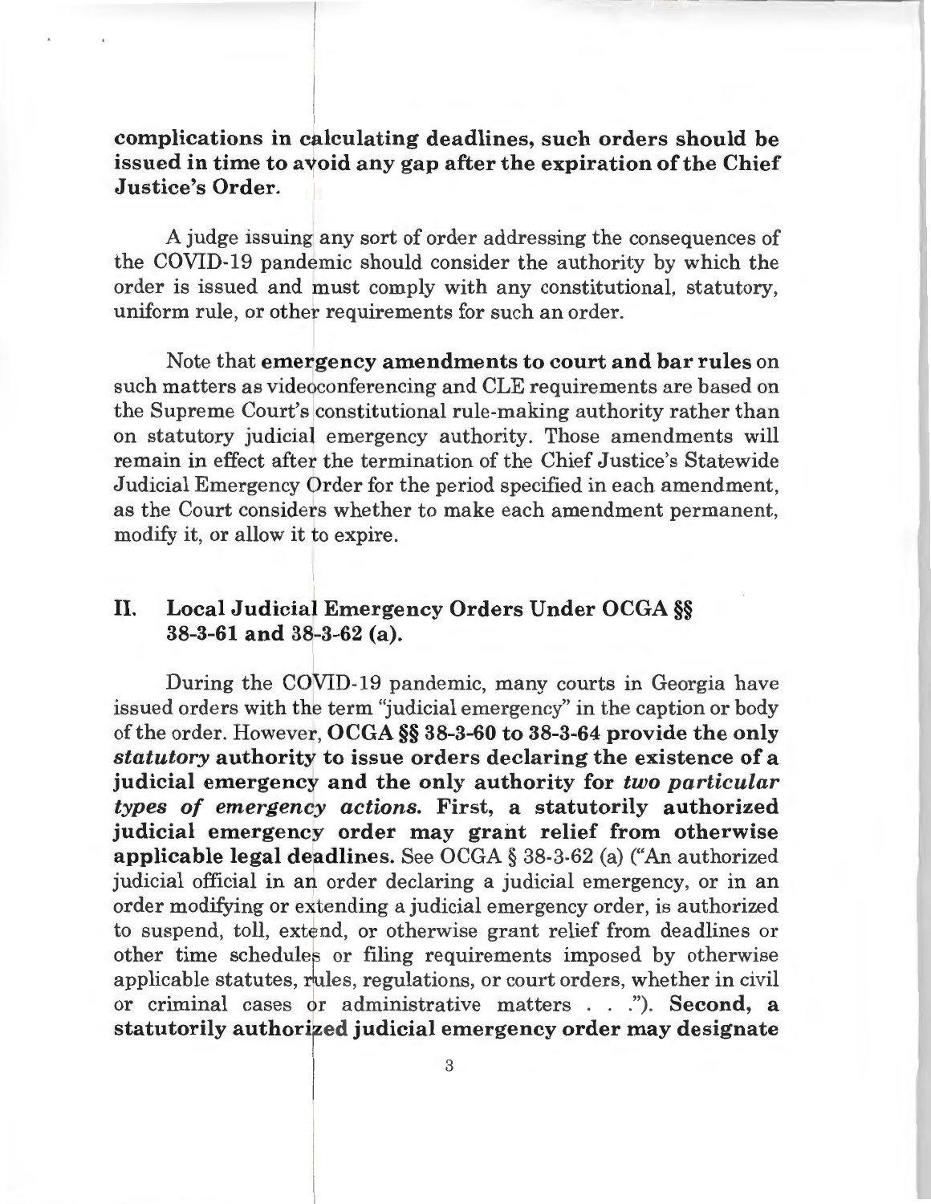**complications in calculating deadlines, such orders should be issued in time to avoid any gap after the expiration of the Chief Justice's Order.**

A judge issuing any sort of order addressing the consequences of the COVID-19 pandemic should consider the authority by which the order is issued and must comply with any constitutional, statutory, uniform rule, or other requirements for such an order.

Note that **emergency amendments to court and bar rules** on such matters as videoconferencing and CLE requirements are based on the Supreme Court's constitutional rule-making authority rather than on statutory judicial emergency authority. Those amendments will remain in effect after the termination of the Chief Justice's Statewide Judicial Emergency Order for the period specified in each amendment, as the Court considers whether to make each amendment permanent, modify it, or allow it to expire.

## II. Local Judicial Emergency Orders Under OCGA §§ 38-3-61 and 38-3-62 (a).

During the COVID-19 pandemic, many courts in Georgia have issued orders with the term "judicial emergency" in the caption or body of the order. However, **OCGA §§ 38-3-60 to 38-3-64 provide the only *statutory* authority to issue orders declaring the existence of a judicial emergency and the only authority for *two particular types of emergency actions.* First, a statutorily authorized judicial emergency order may grant relief from otherwise applicable legal deadlines.** See OCGA § 38-3-62 (a) ("An authorized judicial official in an order declaring a judicial emergency, or in an order modifying or extending a judicial emergency order, is authorized to suspend, toll, extend, or otherwise grant relief from deadlines or other time schedules or filing requirements imposed by otherwise applicable statutes, rules, regulations, or court orders, whether in civil or criminal cases or administrative matters . . ."). **Second, a statutorily authorized judicial emergency order may designate**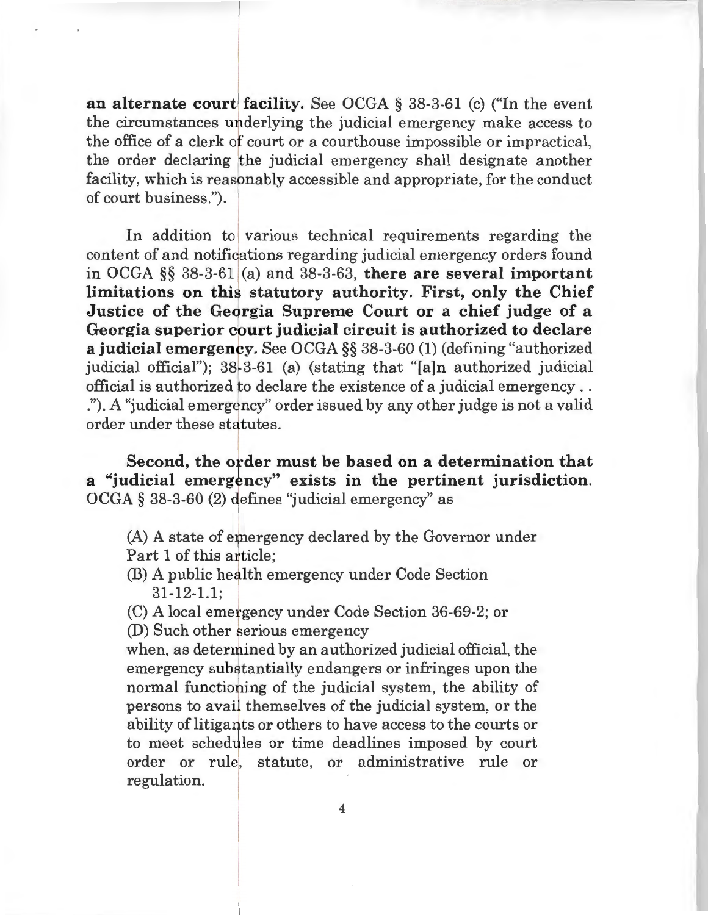**an alternate court facility.** See OCGA § 38-3-61 (c) ("In the event the circumstances underlying the judicial emergency make access to the office of a clerk of court or a courthouse impossible or impractical, the order declaring the judicial emergency shall designate another facility, which is reasonably accessible and appropriate, for the conduct of court business.").

In addition to various technical requirements regarding the content of and notifications regarding judicial emergency orders found in OCGA §§ 38-3-61 (a) and 38-3-63, **there are several important limitations on this statutory authority. First, only the Chief Justice of the Georgia Supreme Court or a chief judge of a Georgia superior court judicial circuit is authorized to declare a judicial emergency.** See OCGA §§ 38-3-60 (1) (defining "authorized judicial official"); 38-3-61 (a) (stating that "[a]n authorized judicial official is authorized to declare the existence of a judicial emergency . . ."). A "judicial emergency" order issued by any other judge is not a valid order under these statutes.

**Second, the order must be based on a determination that a "judicial emergency" exists in the pertinent jurisdiction.** OCGA § 38-3-60 (2) defines "judicial emergency" as

> (A) A state of emergency declared by the Governor under Part 1 of this article;
> (B) A public health emergency under Code Section 31-12-1.1;
> (C) A local emergency under Code Section 36-69-2; or
> (D) Such other serious emergency
>
> when, as determined by an authorized judicial official, the emergency substantially endangers or infringes upon the normal functioning of the judicial system, the ability of persons to avail themselves of the judicial system, or the ability of litigants or others to have access to the courts or to meet schedules or time deadlines imposed by court order or rule, statute, or administrative rule or regulation.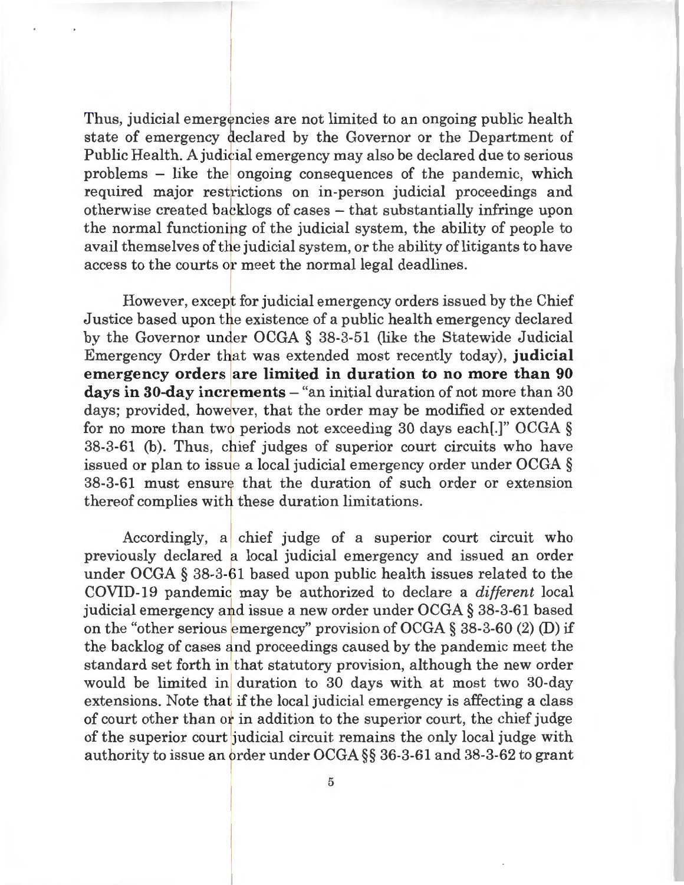Thus, judicial emergencies are not limited to an ongoing public health state of emergency declared by the Governor or the Department of Public Health. A judicial emergency may also be declared due to serious problems – like the ongoing consequences of the pandemic, which required major restrictions on in-person judicial proceedings and otherwise created backlogs of cases – that substantially infringe upon the normal functioning of the judicial system, the ability of people to avail themselves of the judicial system, or the ability of litigants to have access to the courts or meet the normal legal deadlines.

However, except for judicial emergency orders issued by the Chief Justice based upon the existence of a public health emergency declared by the Governor under OCGA § 38-3-51 (like the Statewide Judicial Emergency Order that was extended most recently today), **judicial emergency orders are limited in duration to no more than 90 days in 30-day increments** – "an initial duration of not more than 30 days; provided, however, that the order may be modified or extended for no more than two periods not exceeding 30 days each[.]" OCGA § 38-3-61 (b). Thus, chief judges of superior court circuits who have issued or plan to issue a local judicial emergency order under OCGA § 38-3-61 must ensure that the duration of such order or extension thereof complies with these duration limitations.

Accordingly, a chief judge of a superior court circuit who previously declared a local judicial emergency and issued an order under OCGA § 38-3-61 based upon public health issues related to the COVID-19 pandemic may be authorized to declare a *different* local judicial emergency and issue a new order under OCGA § 38-3-61 based on the "other serious emergency" provision of OCGA § 38-3-60 (2) (D) if the backlog of cases and proceedings caused by the pandemic meet the standard set forth in that statutory provision, although the new order would be limited in duration to 30 days with at most two 30-day extensions. Note that if the local judicial emergency is affecting a class of court other than or in addition to the superior court, the chief judge of the superior court judicial circuit remains the only local judge with authority to issue an order under OCGA §§ 36-3-61 and 38-3-62 to grant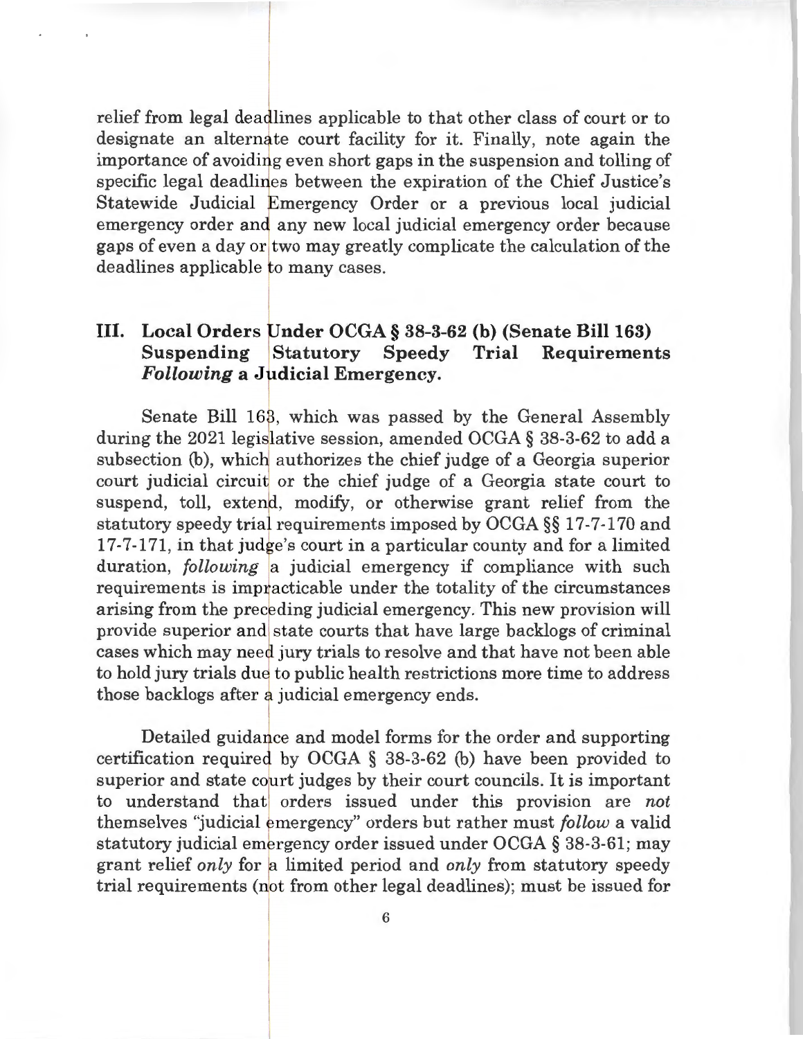relief from legal deadlines applicable to that other class of court or to designate an alternate court facility for it. Finally, note again the importance of avoiding even short gaps in the suspension and tolling of specific legal deadlines between the expiration of the Chief Justice's Statewide Judicial Emergency Order or a previous local judicial emergency order and any new local judicial emergency order because gaps of even a day or two may greatly complicate the calculation of the deadlines applicable to many cases.

## III. Local Orders Under OCGA § 38-3-62 (b) (Senate Bill 163) Suspending Statutory Speedy Trial Requirements *Following* a Judicial Emergency.

Senate Bill 163, which was passed by the General Assembly during the 2021 legislative session, amended OCGA § 38-3-62 to add a subsection (b), which authorizes the chief judge of a Georgia superior court judicial circuit or the chief judge of a Georgia state court to suspend, toll, extend, modify, or otherwise grant relief from the statutory speedy trial requirements imposed by OCGA §§ 17-7-170 and 17-7-171, in that judge's court in a particular county and for a limited duration, *following* a judicial emergency if compliance with such requirements is impracticable under the totality of the circumstances arising from the preceding judicial emergency. This new provision will provide superior and state courts that have large backlogs of criminal cases which may need jury trials to resolve and that have not been able to hold jury trials due to public health restrictions more time to address those backlogs after a judicial emergency ends.

Detailed guidance and model forms for the order and supporting certification required by OCGA § 38-3-62 (b) have been provided to superior and state court judges by their court councils. It is important to understand that orders issued under this provision are *not* themselves "judicial emergency" orders but rather must *follow* a valid statutory judicial emergency order issued under OCGA § 38-3-61; may grant relief *only* for a limited period and *only* from statutory speedy trial requirements (not from other legal deadlines); must be issued for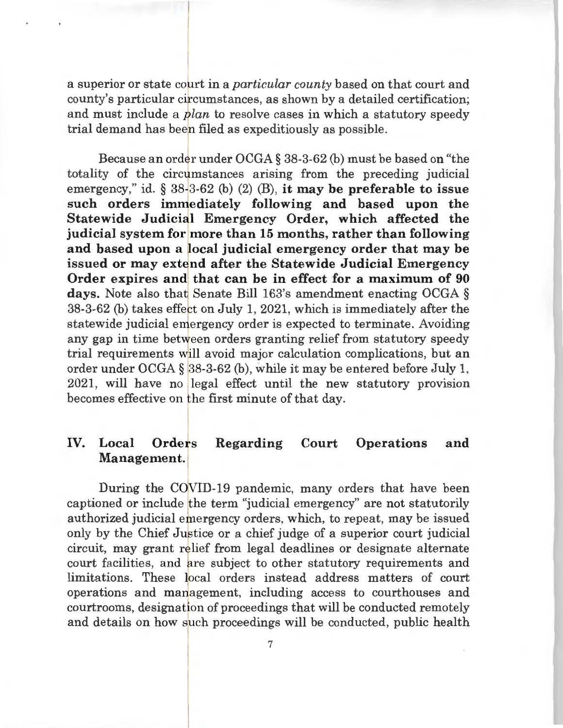a superior or state court in a *particular county* based on that court and county's particular circumstances, as shown by a detailed certification; and must include a *plan* to resolve cases in which a statutory speedy trial demand has been filed as expeditiously as possible.

Because an order under OCGA § 38-3-62 (b) must be based on "the totality of the circumstances arising from the preceding judicial emergency," id. § 38-3-62 (b) (2) (B), **it may be preferable to issue such orders immediately following and based upon the Statewide Judicial Emergency Order, which affected the judicial system for more than 15 months, rather than following and based upon a local judicial emergency order that may be issued or may extend after the Statewide Judicial Emergency Order expires and that can be in effect for a maximum of 90 days.** Note also that Senate Bill 163's amendment enacting OCGA § 38-3-62 (b) takes effect on July 1, 2021, which is immediately after the statewide judicial emergency order is expected to terminate. Avoiding any gap in time between orders granting relief from statutory speedy trial requirements will avoid major calculation complications, but an order under OCGA § 38-3-62 (b), while it may be entered before July 1, 2021, will have no legal effect until the new statutory provision becomes effective on the first minute of that day.

## IV. Local Orders Regarding Court Operations and Management.

During the COVID-19 pandemic, many orders that have been captioned or include the term "judicial emergency" are not statutorily authorized judicial emergency orders, which, to repeat, may be issued only by the Chief Justice or a chief judge of a superior court judicial circuit, may grant relief from legal deadlines or designate alternate court facilities, and are subject to other statutory requirements and limitations. These local orders instead address matters of court operations and management, including access to courthouses and courtrooms, designation of proceedings that will be conducted remotely and details on how such proceedings will be conducted, public health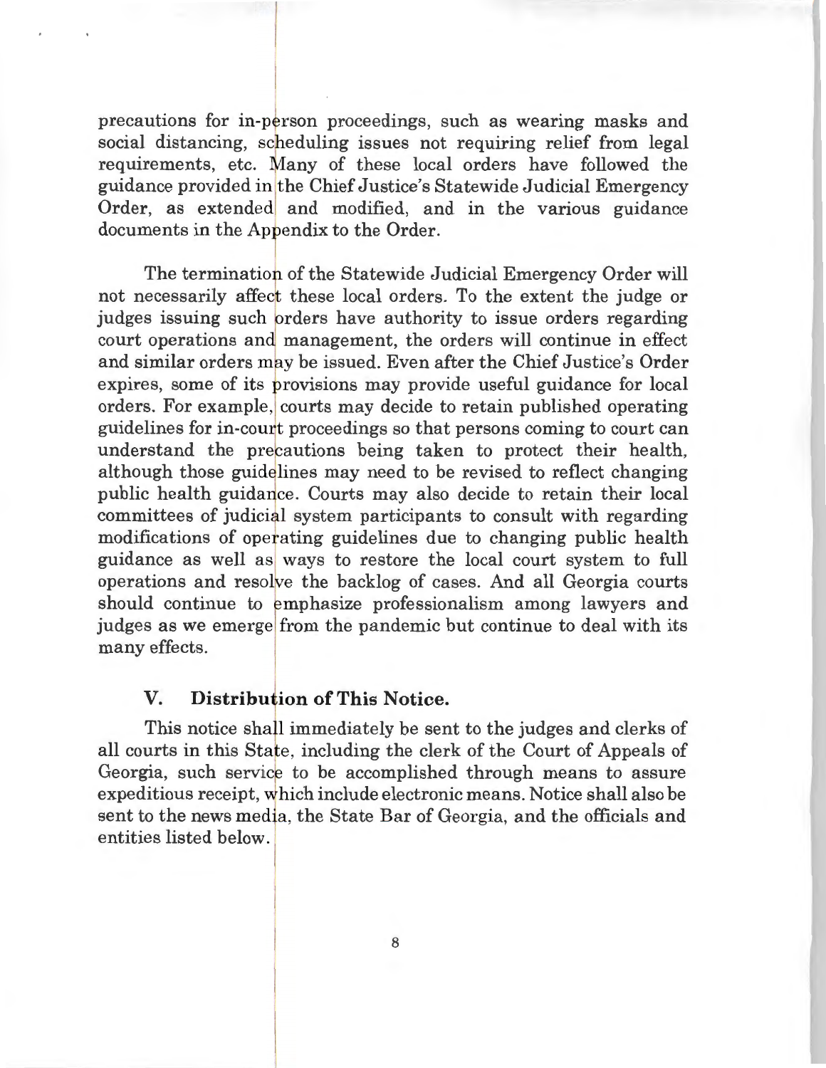precautions for in-person proceedings, such as wearing masks and social distancing, scheduling issues not requiring relief from legal requirements, etc. Many of these local orders have followed the guidance provided in the Chief Justice's Statewide Judicial Emergency Order, as extended and modified, and in the various guidance documents in the Appendix to the Order.

The termination of the Statewide Judicial Emergency Order will not necessarily affect these local orders. To the extent the judge or judges issuing such orders have authority to issue orders regarding court operations and management, the orders will continue in effect and similar orders may be issued. Even after the Chief Justice's Order expires, some of its provisions may provide useful guidance for local orders. For example, courts may decide to retain published operating guidelines for in-court proceedings so that persons coming to court can understand the precautions being taken to protect their health, although those guidelines may need to be revised to reflect changing public health guidance. Courts may also decide to retain their local committees of judicial system participants to consult with regarding modifications of operating guidelines due to changing public health guidance as well as ways to restore the local court system to full operations and resolve the backlog of cases. And all Georgia courts should continue to emphasize professionalism among lawyers and judges as we emerge from the pandemic but continue to deal with its many effects.

## V. Distribution of This Notice.

This notice shall immediately be sent to the judges and clerks of all courts in this State, including the clerk of the Court of Appeals of Georgia, such service to be accomplished through means to assure expeditious receipt, which include electronic means. Notice shall also be sent to the news media, the State Bar of Georgia, and the officials and entities listed below.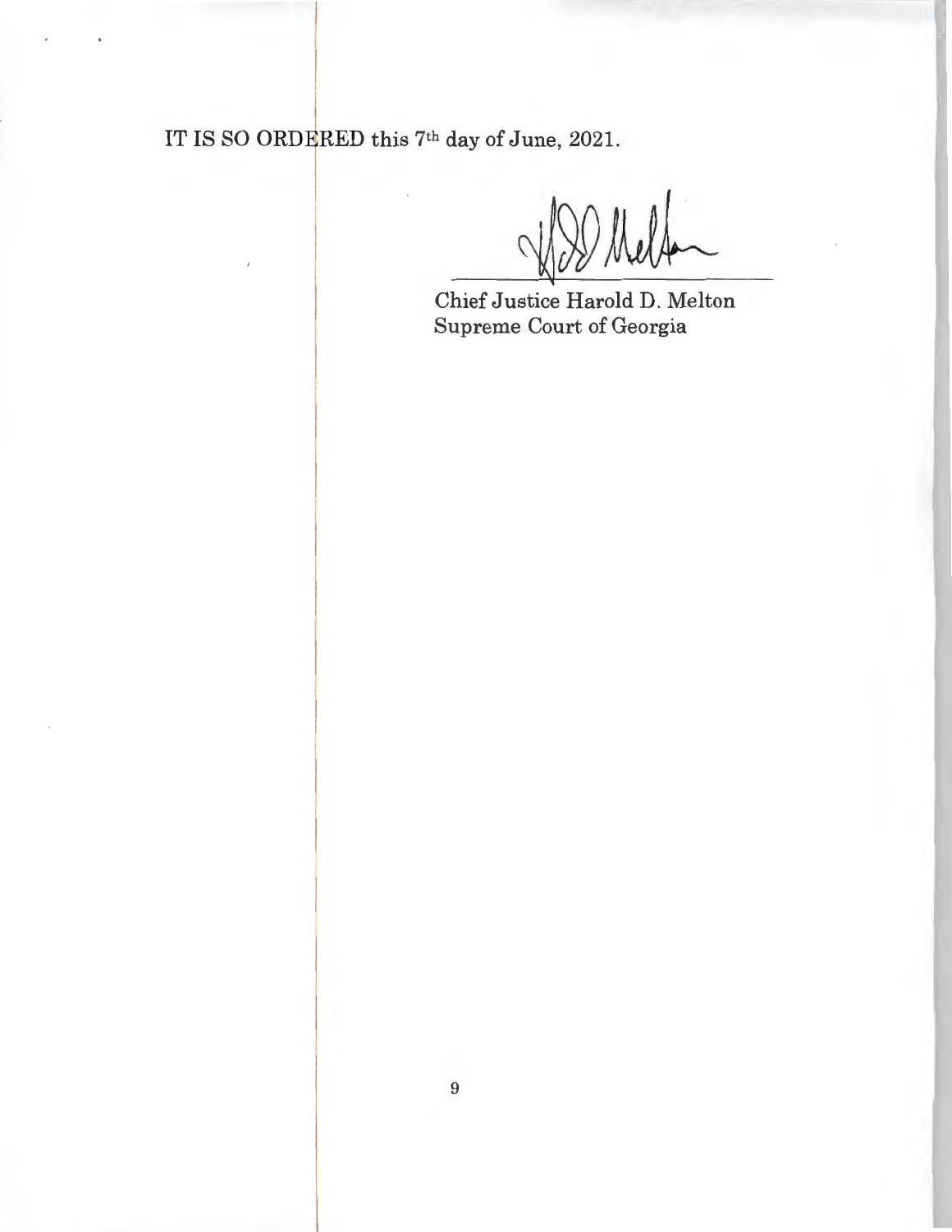IT IS SO ORDERED this 7th day of June, 2021.

Chief Justice Harold D. Melton
Supreme Court of Georgia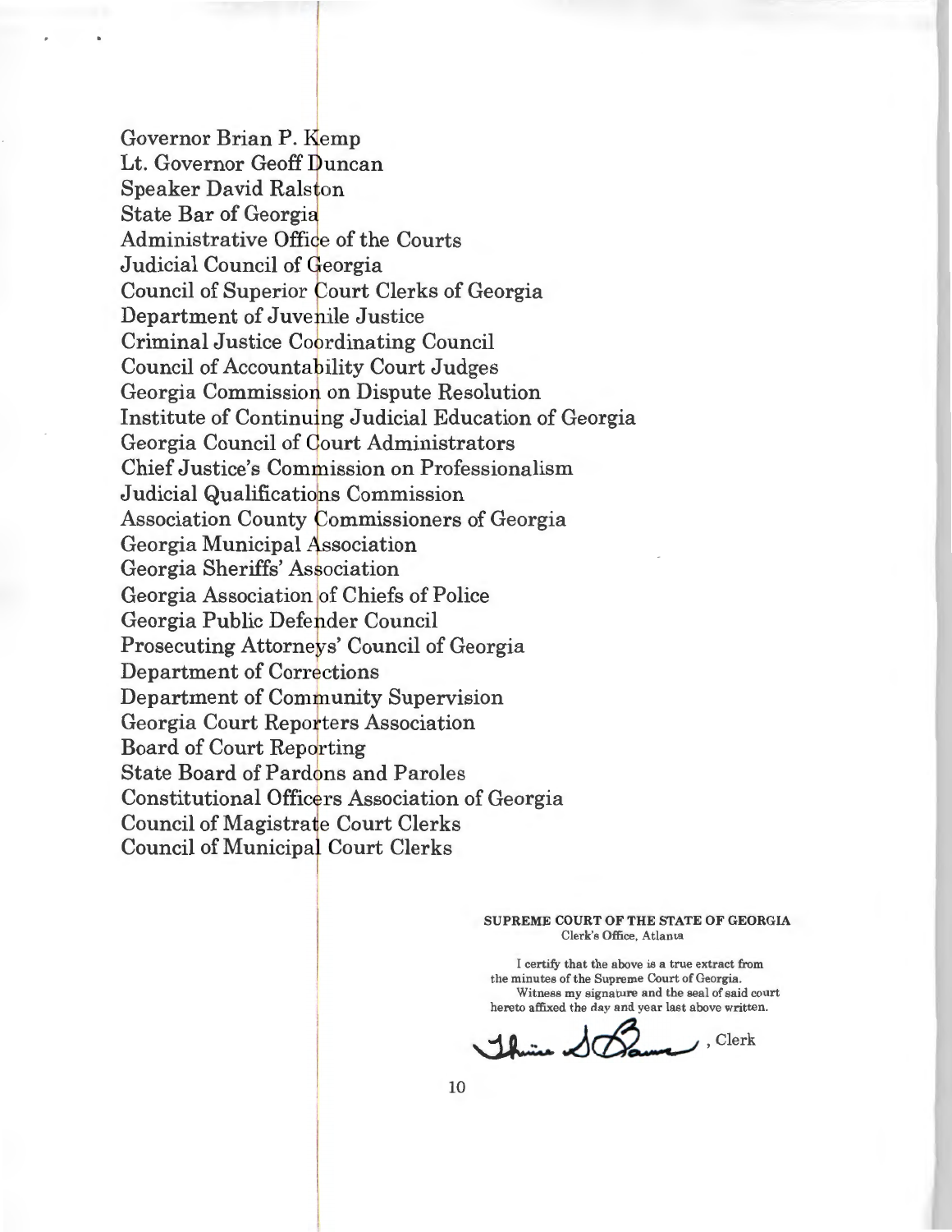Governor Brian P. Kemp
Lt. Governor Geoff Duncan
Speaker David Ralston
State Bar of Georgia
Administrative Office of the Courts
Judicial Council of Georgia
Council of Superior Court Clerks of Georgia
Department of Juvenile Justice
Criminal Justice Coordinating Council
Council of Accountability Court Judges
Georgia Commission on Dispute Resolution
Institute of Continuing Judicial Education of Georgia
Georgia Council of Court Administrators
Chief Justice's Commission on Professionalism
Judicial Qualifications Commission
Association County Commissioners of Georgia
Georgia Municipal Association
Georgia Sheriffs' Association
Georgia Association of Chiefs of Police
Georgia Public Defender Council
Prosecuting Attorneys' Council of Georgia
Department of Corrections
Department of Community Supervision
Georgia Court Reporters Association
Board of Court Reporting
State Board of Pardons and Paroles
Constitutional Officers Association of Georgia
Council of Magistrate Court Clerks
Council of Municipal Court Clerks

**SUPREME COURT OF THE STATE OF GEORGIA**
Clerk's Office, Atlanta

I certify that the above is a true extract from the minutes of the Supreme Court of Georgia.
Witness my signature and the seal of said court hereto affixed the day and year last above written.

Thérèse S. Barnes, Clerk